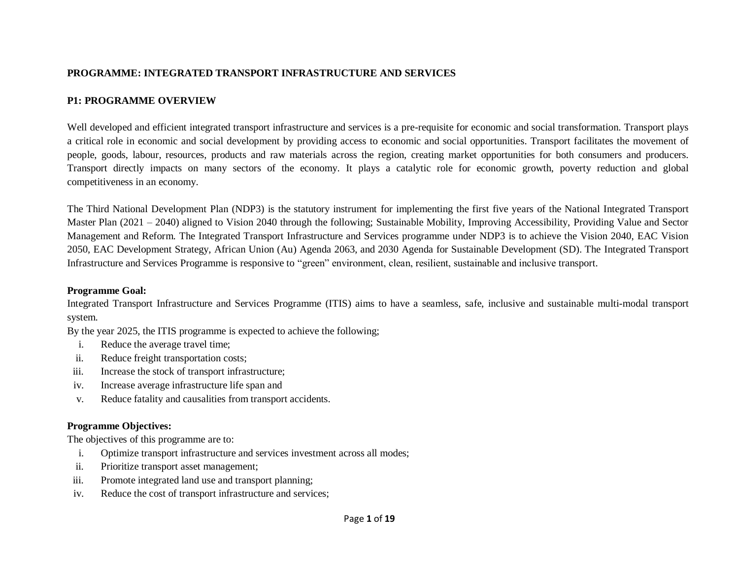## PROGRAMME: INTEGRATED TRANSPORT INFRASTRUCTURE AND SERVICES

### P1: PROGRAMME OVERVIEW

Well developed and efficient integrated transport infrastructure and services is a pre-requisite for economic and social transformation. Transport plays a critical role in economic and social development by providing access to economic and social opportunities. Transport facilitates the movement of people, goods, labour, resources, products and raw materials across the region, creating market opportunities for both consumers and producers. Transport directly impacts on many sectors of the economy. It plays a catalytic role for economic growth, poverty reduction and global competitiveness in an economy.

The Third National Development Plan (NDP3) is the statutory instrument for implementing the first five years of the National Integrated Transport Master Plan (2021 – 2040) aligned to Vision 2040 through the following; Sustainable Mobility, Improving Accessibility, Providing Value and Sector Management and Reform. The Integrated Transport Infrastructure and Services programme under NDP3 is to achieve the Vision 2040, EAC Vision 2050, EAC Development Strategy, African Union (Au) Agenda 2063, and 2030 Agenda for Sustainable Development (SD). The Integrated Transport Infrastructure and Services Programme is responsive to "green" environment, clean, resilient, sustainable and inclusive transport.

**Programme Goal:**

Integrated Transport Infrastructure and Services Programme (ITIS) aims to have a seamless, safe, inclusive and sustainable multi-modal transport system.

By the year 2025, the ITIS programme is expected to achieve the following;

i. Reduce the average travel time;
ii. Reduce freight transportation costs;
iii. Increase the stock of transport infrastructure;
iv. Increase average infrastructure life span and
v. Reduce fatality and causalities from transport accidents.

**Programme Objectives:**

The objectives of this programme are to:

i. Optimize transport infrastructure and services investment across all modes;
ii. Prioritize transport asset management;
iii. Promote integrated land use and transport planning;
iv. Reduce the cost of transport infrastructure and services;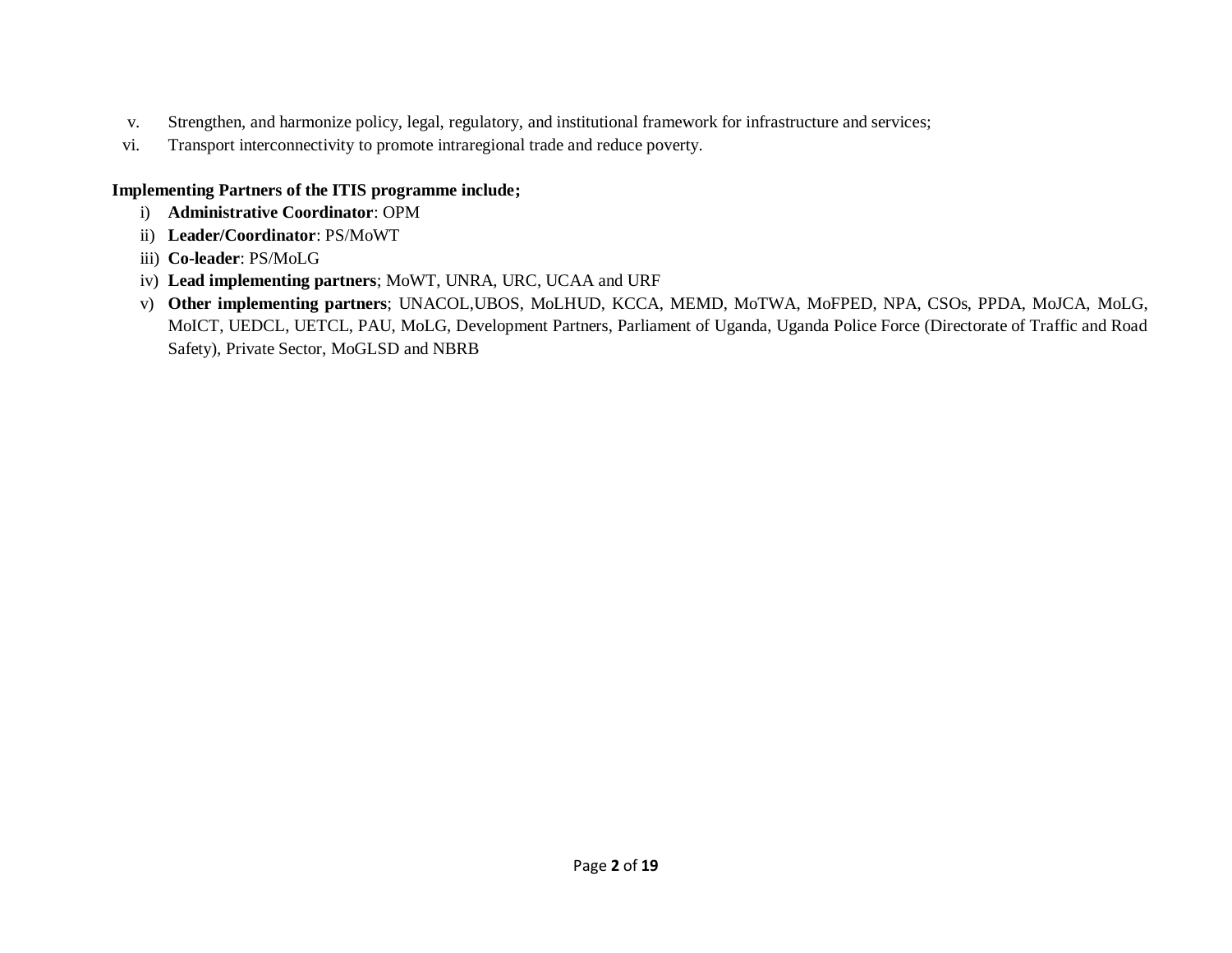v. Strengthen, and harmonize policy, legal, regulatory, and institutional framework for infrastructure and services;
vi. Transport interconnectivity to promote intraregional trade and reduce poverty.

**Implementing Partners of the ITIS programme include;**

i) **Administrative Coordinator**: OPM
ii) **Leader/Coordinator**: PS/MoWT
iii) **Co-leader**: PS/MoLG
iv) **Lead implementing partners**; MoWT, UNRA, URC, UCAA and URF
v) **Other implementing partners**; UNACOL,UBOS, MoLHUD, KCCA, MEMD, MoTWA, MoFPED, NPA, CSOs, PPDA, MoJCA, MoLG, MoICT, UEDCL, UETCL, PAU, MoLG, Development Partners, Parliament of Uganda, Uganda Police Force (Directorate of Traffic and Road Safety), Private Sector, MoGLSD and NBRB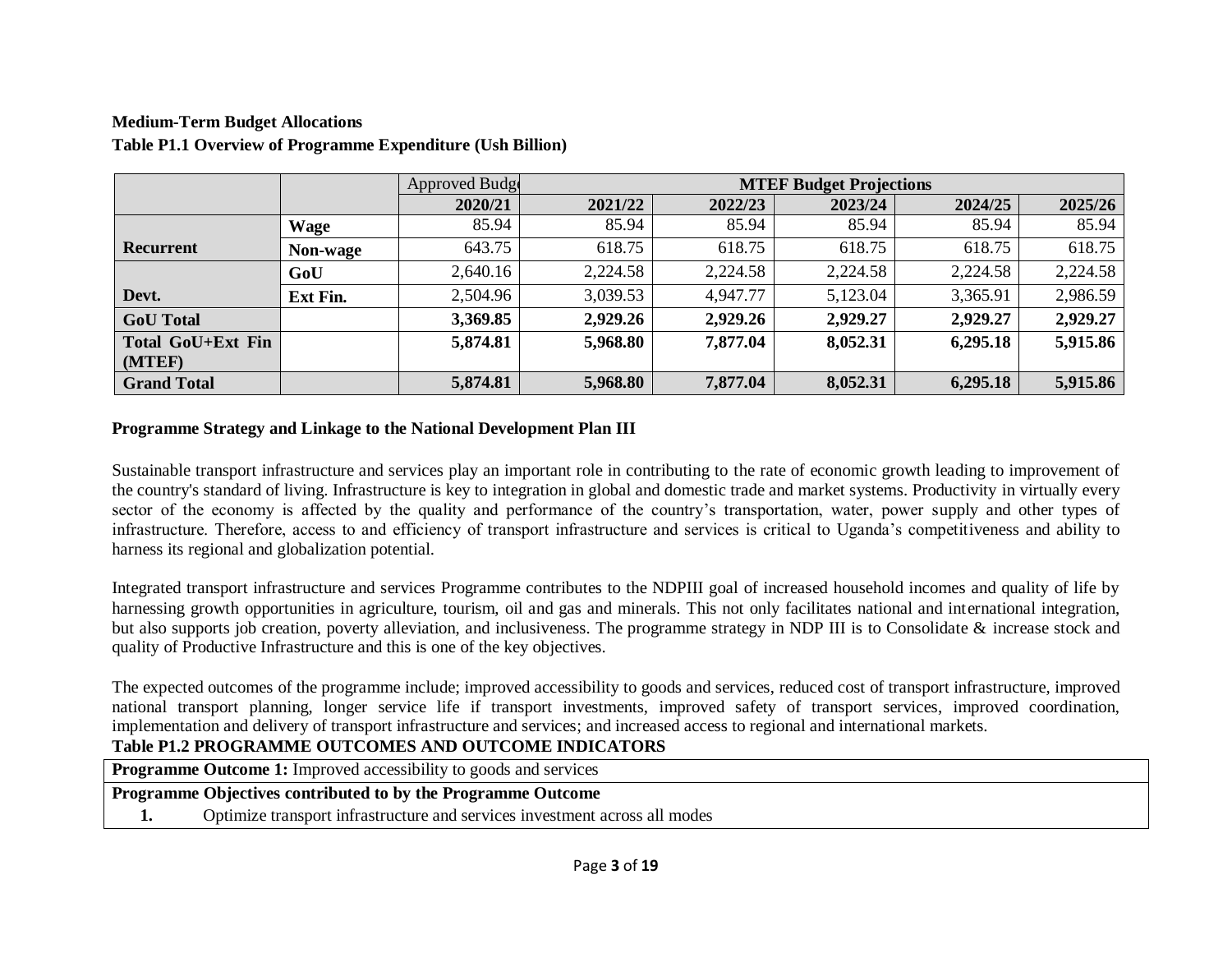**Medium-Term Budget Allocations**

**Table P1.1 Overview of Programme Expenditure (Ush Billion)**

| | | Approved Budget | MTEF Budget Projections | | | | |
|---|---|---|---|---|---|---|---|
| | | **2020/21** | **2021/22** | **2022/23** | **2023/24** | **2024/25** | **2025/26** |
| **Recurrent** | **Wage** | 85.94 | 85.94 | 85.94 | 85.94 | 85.94 | 85.94 |
| | **Non-wage** | 643.75 | 618.75 | 618.75 | 618.75 | 618.75 | 618.75 |
| **Devt.** | **GoU** | 2,640.16 | 2,224.58 | 2,224.58 | 2,224.58 | 2,224.58 | 2,224.58 |
| | **Ext Fin.** | 2,504.96 | 3,039.53 | 4,947.77 | 5,123.04 | 3,365.91 | 2,986.59 |
| **GoU Total** | | **3,369.85** | **2,929.26** | **2,929.26** | **2,929.27** | **2,929.27** | **2,929.27** |
| **Total GoU+Ext Fin (MTEF)** | | **5,874.81** | **5,968.80** | **7,877.04** | **8,052.31** | **6,295.18** | **5,915.86** |
| **Grand Total** | | **5,874.81** | **5,968.80** | **7,877.04** | **8,052.31** | **6,295.18** | **5,915.86** |

**Programme Strategy and Linkage to the National Development Plan III**

Sustainable transport infrastructure and services play an important role in contributing to the rate of economic growth leading to improvement of the country's standard of living. Infrastructure is key to integration in global and domestic trade and market systems. Productivity in virtually every sector of the economy is affected by the quality and performance of the country's transportation, water, power supply and other types of infrastructure. Therefore, access to and efficiency of transport infrastructure and services is critical to Uganda's competitiveness and ability to harness its regional and globalization potential.

Integrated transport infrastructure and services Programme contributes to the NDPIII goal of increased household incomes and quality of life by harnessing growth opportunities in agriculture, tourism, oil and gas and minerals. This not only facilitates national and international integration, but also supports job creation, poverty alleviation, and inclusiveness. The programme strategy in NDP III is to Consolidate & increase stock and quality of Productive Infrastructure and this is one of the key objectives.

The expected outcomes of the programme include; improved accessibility to goods and services, reduced cost of transport infrastructure, improved national transport planning, longer service life if transport investments, improved safety of transport services, improved coordination, implementation and delivery of transport infrastructure and services; and increased access to regional and international markets.

**Table P1.2 PROGRAMME OUTCOMES AND OUTCOME INDICATORS**

| **Programme Outcome 1:** Improved accessibility to goods and services |
|---|
| **Programme Objectives contributed to by the Programme Outcome** |
| **1.** Optimize transport infrastructure and services investment across all modes |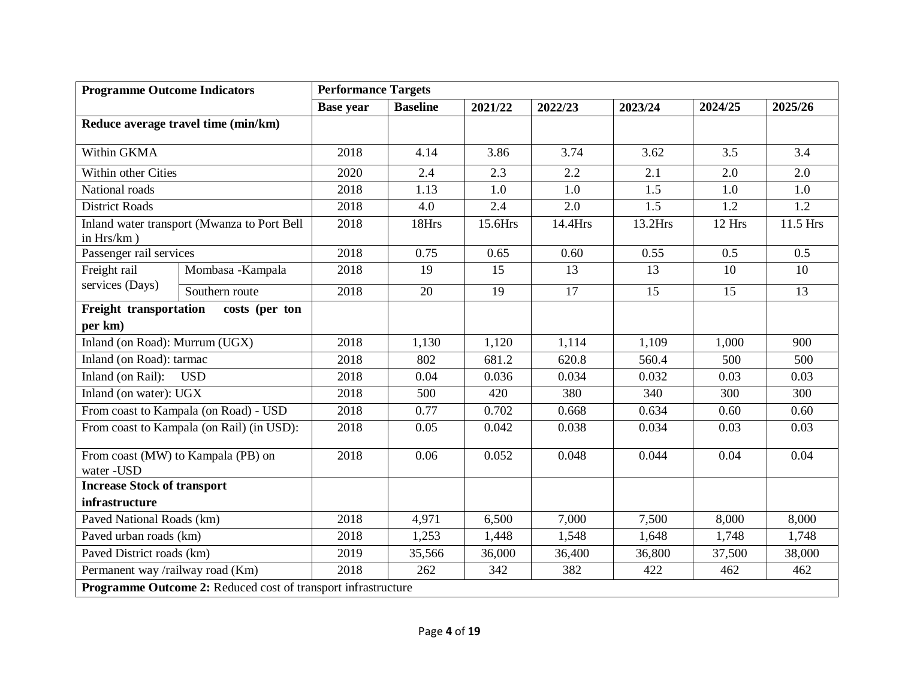| Programme Outcome Indicators | | Performance Targets | | | | | | |
|---|---|---|---|---|---|---|---|---|
| | | Base year | Baseline | 2021/22 | 2022/23 | 2023/24 | 2024/25 | 2025/26 |
| **Reduce average travel time (min/km)** | | | | | | | | |
| Within GKMA | | 2018 | 4.14 | 3.86 | 3.74 | 3.62 | 3.5 | 3.4 |
| Within other Cities | | 2020 | 2.4 | 2.3 | 2.2 | 2.1 | 2.0 | 2.0 |
| National roads | | 2018 | 1.13 | 1.0 | 1.0 | 1.5 | 1.0 | 1.0 |
| District Roads | | 2018 | 4.0 | 2.4 | 2.0 | 1.5 | 1.2 | 1.2 |
| Inland water transport (Mwanza to Port Bell in Hrs/km ) | | 2018 | 18Hrs | 15.6Hrs | 14.4Hrs | 13.2Hrs | 12 Hrs | 11.5 Hrs |
| Passenger rail services | | 2018 | 0.75 | 0.65 | 0.60 | 0.55 | 0.5 | 0.5 |
| Freight rail services (Days) | Mombasa -Kampala | 2018 | 19 | 15 | 13 | 13 | 10 | 10 |
| | Southern route | 2018 | 20 | 19 | 17 | 15 | 15 | 13 |
| **Freight transportation costs (per ton per km)** | | | | | | | | |
| Inland (on Road): Murrum (UGX) | | 2018 | 1,130 | 1,120 | 1,114 | 1,109 | 1,000 | 900 |
| Inland (on Road): tarmac | | 2018 | 802 | 681.2 | 620.8 | 560.4 | 500 | 500 |
| Inland (on Rail): USD | | 2018 | 0.04 | 0.036 | 0.034 | 0.032 | 0.03 | 0.03 |
| Inland (on water): UGX | | 2018 | 500 | 420 | 380 | 340 | 300 | 300 |
| From coast to Kampala (on Road) - USD | | 2018 | 0.77 | 0.702 | 0.668 | 0.634 | 0.60 | 0.60 |
| From coast to Kampala (on Rail) (in USD): | | 2018 | 0.05 | 0.042 | 0.038 | 0.034 | 0.03 | 0.03 |
| From coast (MW) to Kampala (PB) on water -USD | | 2018 | 0.06 | 0.052 | 0.048 | 0.044 | 0.04 | 0.04 |
| **Increase Stock of transport infrastructure** | | | | | | | | |
| Paved National Roads (km) | | 2018 | 4,971 | 6,500 | 7,000 | 7,500 | 8,000 | 8,000 |
| Paved urban roads (km) | | 2018 | 1,253 | 1,448 | 1,548 | 1,648 | 1,748 | 1,748 |
| Paved District roads (km) | | 2019 | 35,566 | 36,000 | 36,400 | 36,800 | 37,500 | 38,000 |
| Permanent way /railway road (Km) | | 2018 | 262 | 342 | 382 | 422 | 462 | 462 |
| **Programme Outcome 2:** Reduced cost of transport infrastructure | | | | | | | | |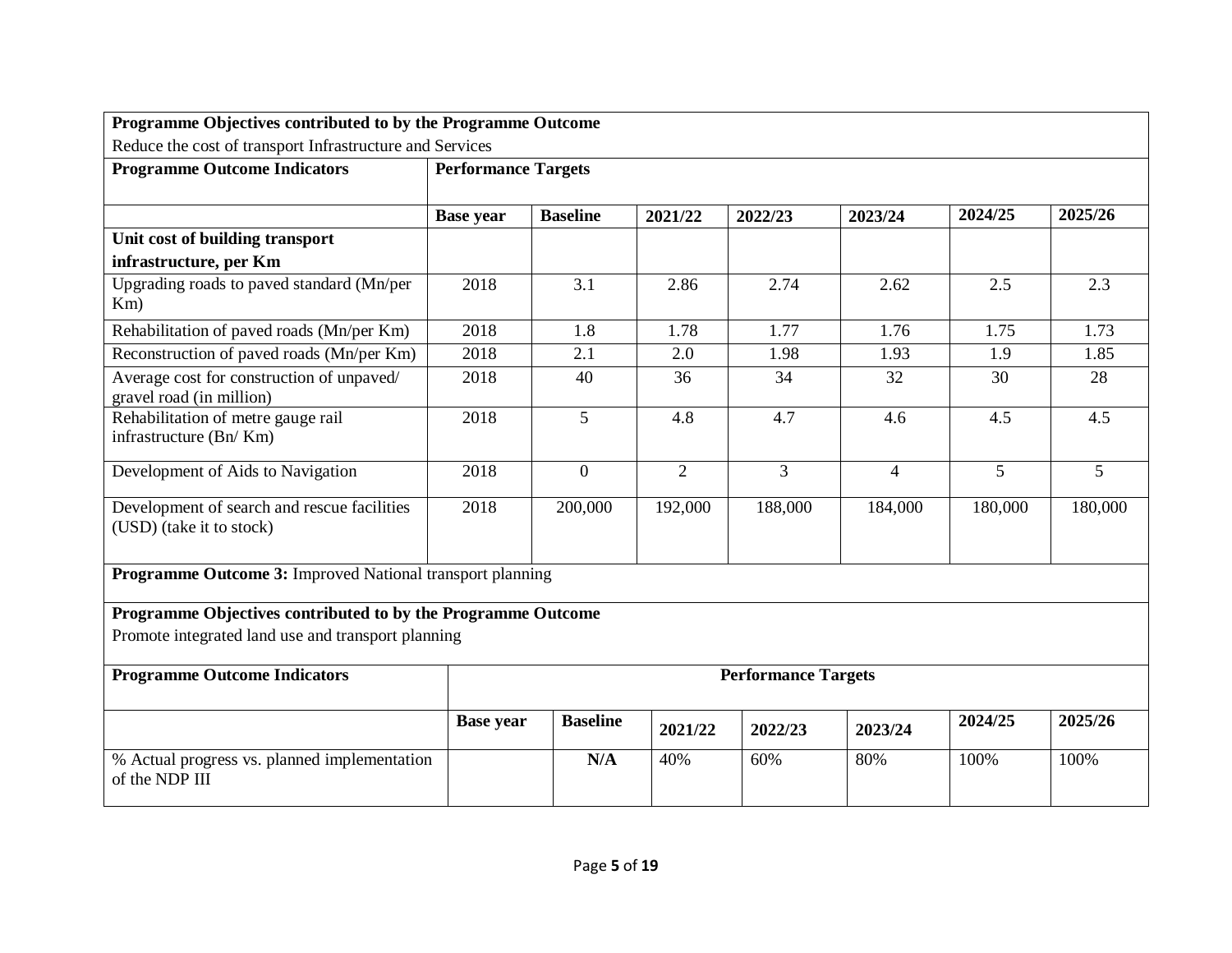| **Programme Objectives contributed to by the Programme Outcome** | | | | | | | |
|---|---|---|---|---|---|---|---|
| Reduce the cost of transport Infrastructure and Services | | | | | | | |
| **Programme Outcome Indicators** | **Performance Targets** | | | | | | |
| | **Base year** | **Baseline** | **2021/22** | **2022/23** | **2023/24** | **2024/25** | **2025/26** |
| **Unit cost of building transport infrastructure, per Km** | | | | | | | |
| Upgrading roads to paved standard (Mn/per Km) | 2018 | 3.1 | 2.86 | 2.74 | 2.62 | 2.5 | 2.3 |
| Rehabilitation of paved roads (Mn/per Km) | 2018 | 1.8 | 1.78 | 1.77 | 1.76 | 1.75 | 1.73 |
| Reconstruction of paved roads (Mn/per Km) | 2018 | 2.1 | 2.0 | 1.98 | 1.93 | 1.9 | 1.85 |
| Average cost for construction of unpaved/ gravel road (in million) | 2018 | 40 | 36 | 34 | 32 | 30 | 28 |
| Rehabilitation of metre gauge rail infrastructure (Bn/ Km) | 2018 | 5 | 4.8 | 4.7 | 4.6 | 4.5 | 4.5 |
| Development of Aids to Navigation | 2018 | 0 | 2 | 3 | 4 | 5 | 5 |
| Development of search and rescue facilities (USD) (take it to stock) | 2018 | 200,000 | 192,000 | 188,000 | 184,000 | 180,000 | 180,000 |

**Programme Outcome 3:** Improved National transport planning

| **Programme Objectives contributed to by the Programme Outcome** | | | | | | | |
|---|---|---|---|---|---|---|---|
| Promote integrated land use and transport planning | | | | | | | |
| **Programme Outcome Indicators** | **Performance Targets** | | | | | | |
| | **Base year** | **Baseline** | **2021/22** | **2022/23** | **2023/24** | **2024/25** | **2025/26** |
| % Actual progress vs. planned implementation of the NDP III | | **N/A** | 40% | 60% | 80% | 100% | 100% |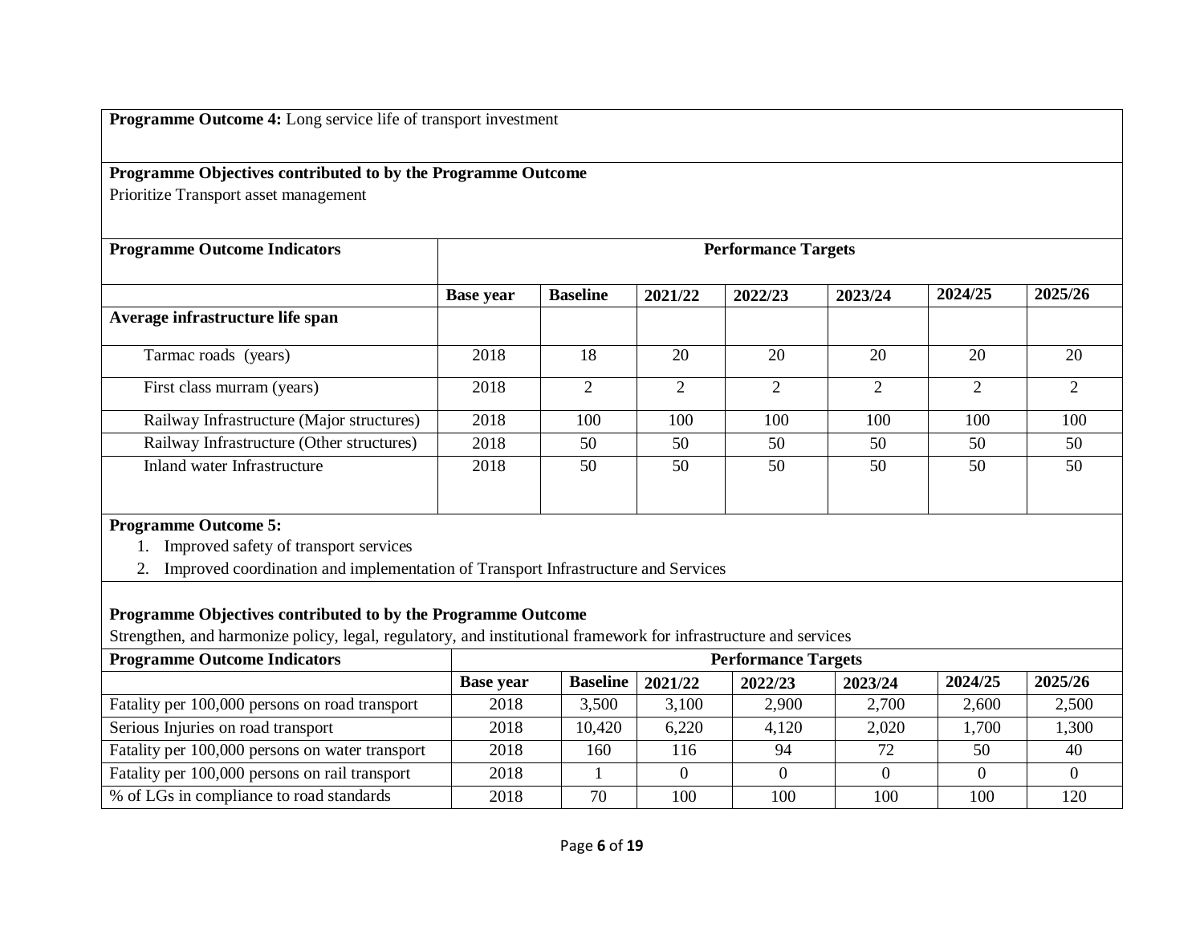**Programme Outcome 4:** Long service life of transport investment

**Programme Objectives contributed to by the Programme Outcome**

Prioritize Transport asset management

| Programme Outcome Indicators | Performance Targets | | | | | | |
|---|---|---|---|---|---|---|---|
| | **Base year** | **Baseline** | **2021/22** | **2022/23** | **2023/24** | **2024/25** | **2025/26** |
| **Average infrastructure life span** | | | | | | | |
| Tarmac roads (years) | 2018 | 18 | 20 | 20 | 20 | 20 | 20 |
| First class murram (years) | 2018 | 2 | 2 | 2 | 2 | 2 | 2 |
| Railway Infrastructure (Major structures) | 2018 | 100 | 100 | 100 | 100 | 100 | 100 |
| Railway Infrastructure (Other structures) | 2018 | 50 | 50 | 50 | 50 | 50 | 50 |
| Inland water Infrastructure | 2018 | 50 | 50 | 50 | 50 | 50 | 50 |

**Programme Outcome 5:**

1. Improved safety of transport services
2. Improved coordination and implementation of Transport Infrastructure and Services

**Programme Objectives contributed to by the Programme Outcome**

Strengthen, and harmonize policy, legal, regulatory, and institutional framework for infrastructure and services

| Programme Outcome Indicators | Performance Targets | | | | | | |
|---|---|---|---|---|---|---|---|
| | **Base year** | **Baseline** | **2021/22** | **2022/23** | **2023/24** | **2024/25** | **2025/26** |
| Fatality per 100,000 persons on road transport | 2018 | 3,500 | 3,100 | 2,900 | 2,700 | 2,600 | 2,500 |
| Serious Injuries on road transport | 2018 | 10,420 | 6,220 | 4,120 | 2,020 | 1,700 | 1,300 |
| Fatality per 100,000 persons on water transport | 2018 | 160 | 116 | 94 | 72 | 50 | 40 |
| Fatality per 100,000 persons on rail transport | 2018 | 1 | 0 | 0 | 0 | 0 | 0 |
| % of LGs in compliance to road standards | 2018 | 70 | 100 | 100 | 100 | 100 | 120 |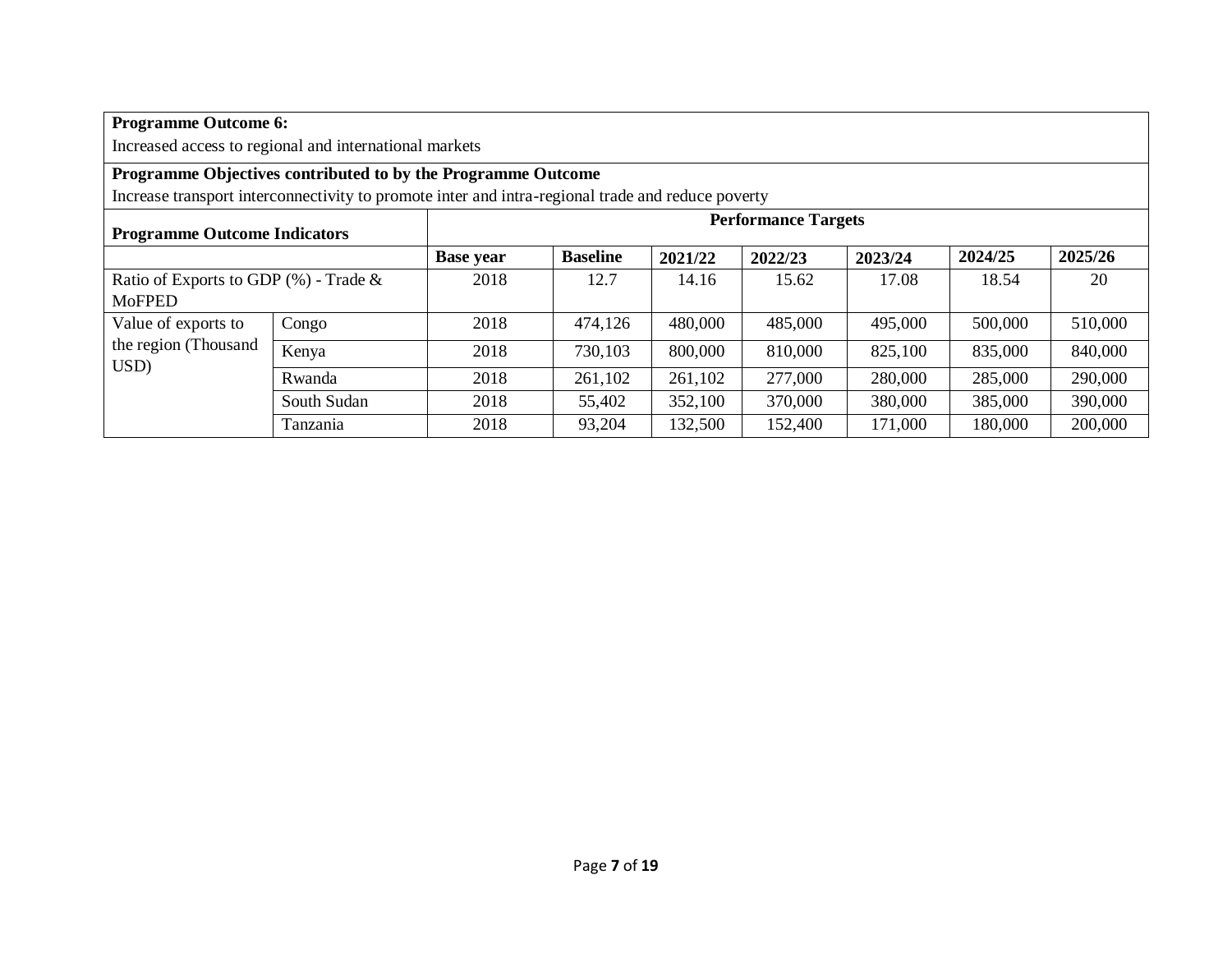**Programme Outcome 6:**

Increased access to regional and international markets

**Programme Objectives contributed to by the Programme Outcome**

Increase transport interconnectivity to promote inter and intra-regional trade and reduce poverty

| **Programme Outcome Indicators** | | **Performance Targets** | | | | | | |
|---|---|---|---|---|---|---|---|---|
| | | **Base year** | **Baseline** | **2021/22** | **2022/23** | **2023/24** | **2024/25** | **2025/26** |
| Ratio of Exports to GDP (%) - Trade & MoFPED | | 2018 | 12.7 | 14.16 | 15.62 | 17.08 | 18.54 | 20 |
| Value of exports to the region (Thousand USD) | Congo | 2018 | 474,126 | 480,000 | 485,000 | 495,000 | 500,000 | 510,000 |
| | Kenya | 2018 | 730,103 | 800,000 | 810,000 | 825,100 | 835,000 | 840,000 |
| | Rwanda | 2018 | 261,102 | 261,102 | 277,000 | 280,000 | 285,000 | 290,000 |
| | South Sudan | 2018 | 55,402 | 352,100 | 370,000 | 380,000 | 385,000 | 390,000 |
| | Tanzania | 2018 | 93,204 | 132,500 | 152,400 | 171,000 | 180,000 | 200,000 |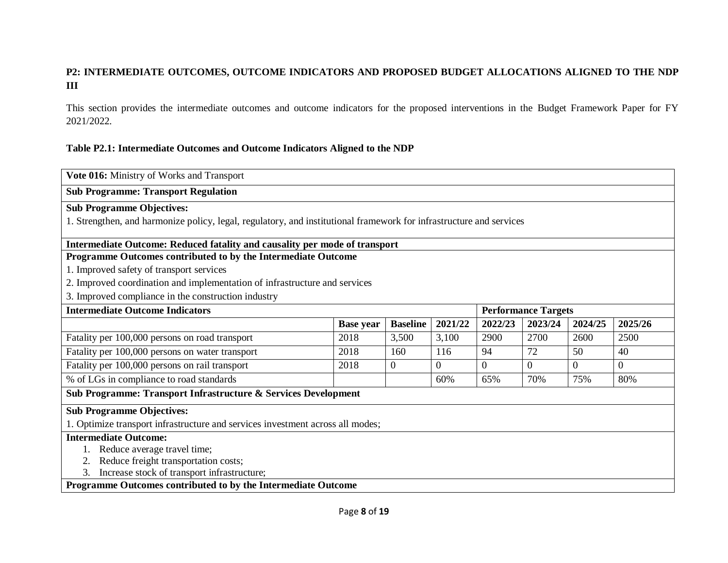## P2: INTERMEDIATE OUTCOMES, OUTCOME INDICATORS AND PROPOSED BUDGET ALLOCATIONS ALIGNED TO THE NDP III

This section provides the intermediate outcomes and outcome indicators for the proposed interventions in the Budget Framework Paper for FY 2021/2022.

**Table P2.1: Intermediate Outcomes and Outcome Indicators Aligned to the NDP**

| **Vote 016:** Ministry of Works and Transport | | | | | | | |
|---|---|---|---|---|---|---|---|
| **Sub Programme: Transport Regulation** | | | | | | | |
| **Sub Programme Objectives:** 1. Strengthen, and harmonize policy, legal, regulatory, and institutional framework for infrastructure and services | | | | | | | |
| **Intermediate Outcome: Reduced fatality and causality per mode of transport** | | | | | | | |
| **Programme Outcomes contributed to by the Intermediate Outcome** 1. Improved safety of transport services 2. Improved coordination and implementation of infrastructure and services 3. Improved compliance in the construction industry | | | | | | | |
| **Intermediate Outcome Indicators** | | | | **Performance Targets** | | | |
| | **Base year** | **Baseline** | **2021/22** | **2022/23** | **2023/24** | **2024/25** | **2025/26** |
| Fatality per 100,000 persons on road transport | 2018 | 3,500 | 3,100 | 2900 | 2700 | 2600 | 2500 |
| Fatality per 100,000 persons on water transport | 2018 | 160 | 116 | 94 | 72 | 50 | 40 |
| Fatality per 100,000 persons on rail transport | 2018 | 0 | 0 | 0 | 0 | 0 | 0 |
| % of LGs in compliance to road standards | | | 60% | 65% | 70% | 75% | 80% |
| **Sub Programme: Transport Infrastructure & Services Development** | | | | | | | |
| **Sub Programme Objectives:** 1. Optimize transport infrastructure and services investment across all modes; | | | | | | | |
| **Intermediate Outcome:** 1. Reduce average travel time; 2. Reduce freight transportation costs; 3. Increase stock of transport infrastructure; | | | | | | | |
| **Programme Outcomes contributed to by the Intermediate Outcome** | | | | | | | |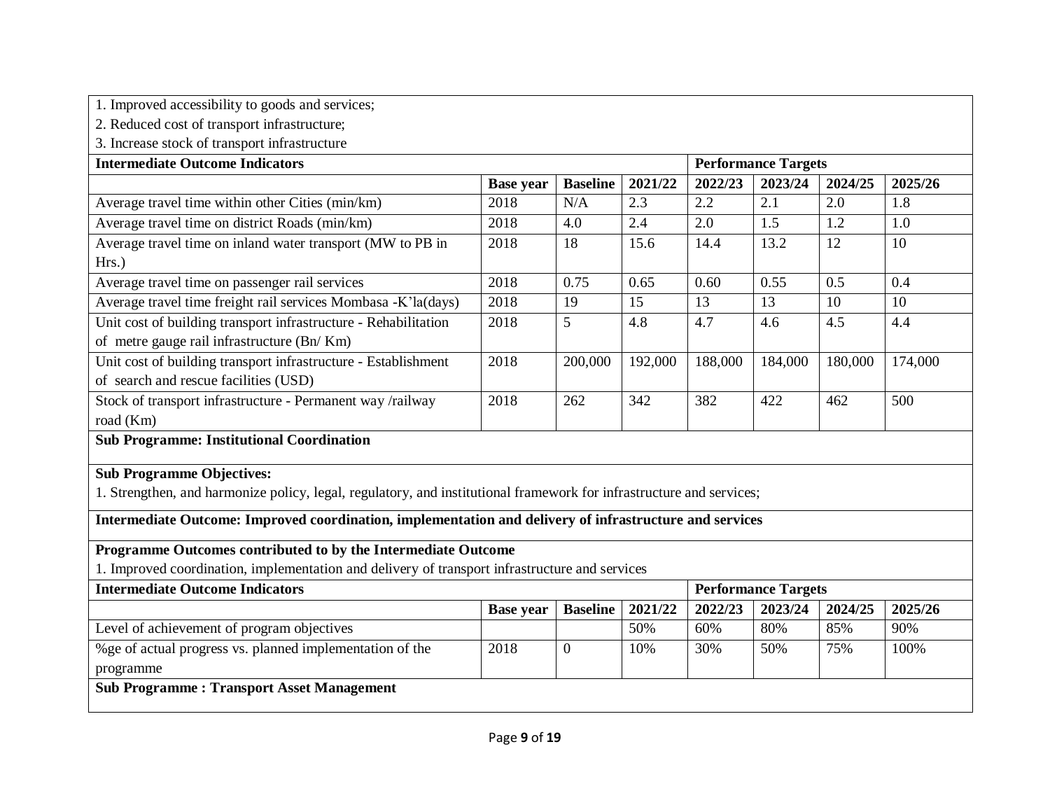1. Improved accessibility to goods and services;
2. Reduced cost of transport infrastructure;
3. Increase stock of transport infrastructure

| **Intermediate Outcome Indicators** | | | | **Performance Targets** | | | |
|---|---|---|---|---|---|---|---|
| | **Base year** | **Baseline** | **2021/22** | **2022/23** | **2023/24** | **2024/25** | **2025/26** |
| Average travel time within other Cities (min/km) | 2018 | N/A | 2.3 | 2.2 | 2.1 | 2.0 | 1.8 |
| Average travel time on district Roads (min/km) | 2018 | 4.0 | 2.4 | 2.0 | 1.5 | 1.2 | 1.0 |
| Average travel time on inland water transport (MW to PB in Hrs.) | 2018 | 18 | 15.6 | 14.4 | 13.2 | 12 | 10 |
| Average travel time on passenger rail services | 2018 | 0.75 | 0.65 | 0.60 | 0.55 | 0.5 | 0.4 |
| Average travel time freight rail services Mombasa -K'la(days) | 2018 | 19 | 15 | 13 | 13 | 10 | 10 |
| Unit cost of building transport infrastructure - Rehabilitation of metre gauge rail infrastructure (Bn/ Km) | 2018 | 5 | 4.8 | 4.7 | 4.6 | 4.5 | 4.4 |
| Unit cost of building transport infrastructure - Establishment of search and rescue facilities (USD) | 2018 | 200,000 | 192,000 | 188,000 | 184,000 | 180,000 | 174,000 |
| Stock of transport infrastructure - Permanent way /railway road (Km) | 2018 | 262 | 342 | 382 | 422 | 462 | 500 |

**Sub Programme: Institutional Coordination**

**Sub Programme Objectives:**

1. Strengthen, and harmonize policy, legal, regulatory, and institutional framework for infrastructure and services;

**Intermediate Outcome: Improved coordination, implementation and delivery of infrastructure and services**

**Programme Outcomes contributed to by the Intermediate Outcome**

1. Improved coordination, implementation and delivery of transport infrastructure and services

| **Intermediate Outcome Indicators** | | | | **Performance Targets** | | | |
|---|---|---|---|---|---|---|---|
| | **Base year** | **Baseline** | **2021/22** | **2022/23** | **2023/24** | **2024/25** | **2025/26** |
| Level of achievement of program objectives | | | 50% | 60% | 80% | 85% | 90% |
| %ge of actual progress vs. planned implementation of the programme | 2018 | 0 | 10% | 30% | 50% | 75% | 100% |

**Sub Programme : Transport Asset Management**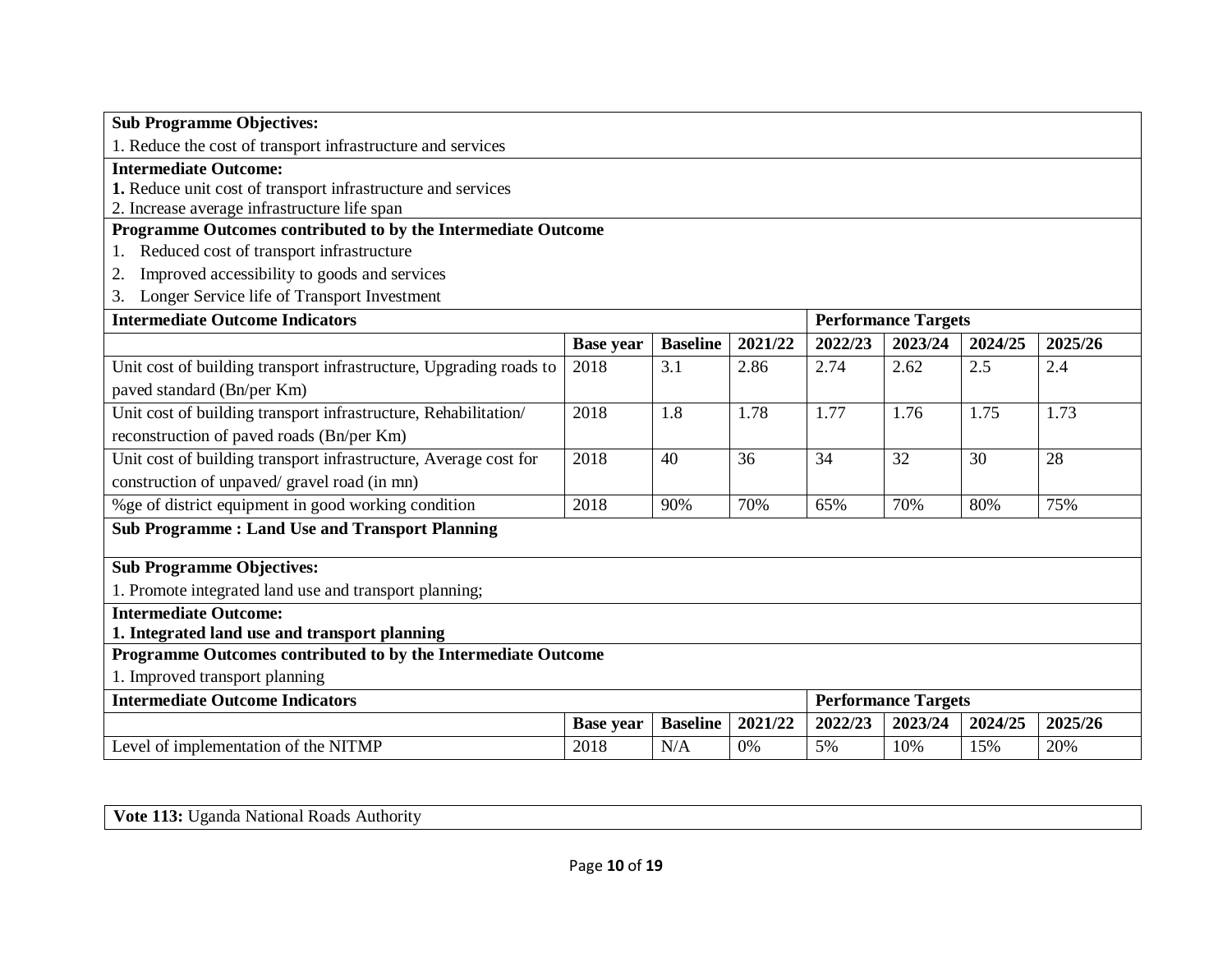**Sub Programme Objectives:**

1. Reduce the cost of transport infrastructure and services

**Intermediate Outcome:**

**1.** Reduce unit cost of transport infrastructure and services

2. Increase average infrastructure life span

**Programme Outcomes contributed to by the Intermediate Outcome**

1. Reduced cost of transport infrastructure
2. Improved accessibility to goods and services
3. Longer Service life of Transport Investment

| **Intermediate Outcome Indicators** | | | | **Performance Targets** | | | |
|---|---|---|---|---|---|---|---|
| | **Base year** | **Baseline** | **2021/22** | **2022/23** | **2023/24** | **2024/25** | **2025/26** |
| Unit cost of building transport infrastructure, Upgrading roads to paved standard (Bn/per Km) | 2018 | 3.1 | 2.86 | 2.74 | 2.62 | 2.5 | 2.4 |
| Unit cost of building transport infrastructure, Rehabilitation/ reconstruction of paved roads (Bn/per Km) | 2018 | 1.8 | 1.78 | 1.77 | 1.76 | 1.75 | 1.73 |
| Unit cost of building transport infrastructure, Average cost for construction of unpaved/ gravel road (in mn) | 2018 | 40 | 36 | 34 | 32 | 30 | 28 |
| %ge of district equipment in good working condition | 2018 | 90% | 70% | 65% | 70% | 80% | 75% |

**Sub Programme : Land Use and Transport Planning**

**Sub Programme Objectives:**

1. Promote integrated land use and transport planning;

**Intermediate Outcome:**

**1. Integrated land use and transport planning**

**Programme Outcomes contributed to by the Intermediate Outcome**

1. Improved transport planning

| **Intermediate Outcome Indicators** | | | | **Performance Targets** | | | |
|---|---|---|---|---|---|---|---|
| | **Base year** | **Baseline** | **2021/22** | **2022/23** | **2023/24** | **2024/25** | **2025/26** |
| Level of implementation of the NITMP | 2018 | N/A | 0% | 5% | 10% | 15% | 20% |

**Vote 113:** Uganda National Roads Authority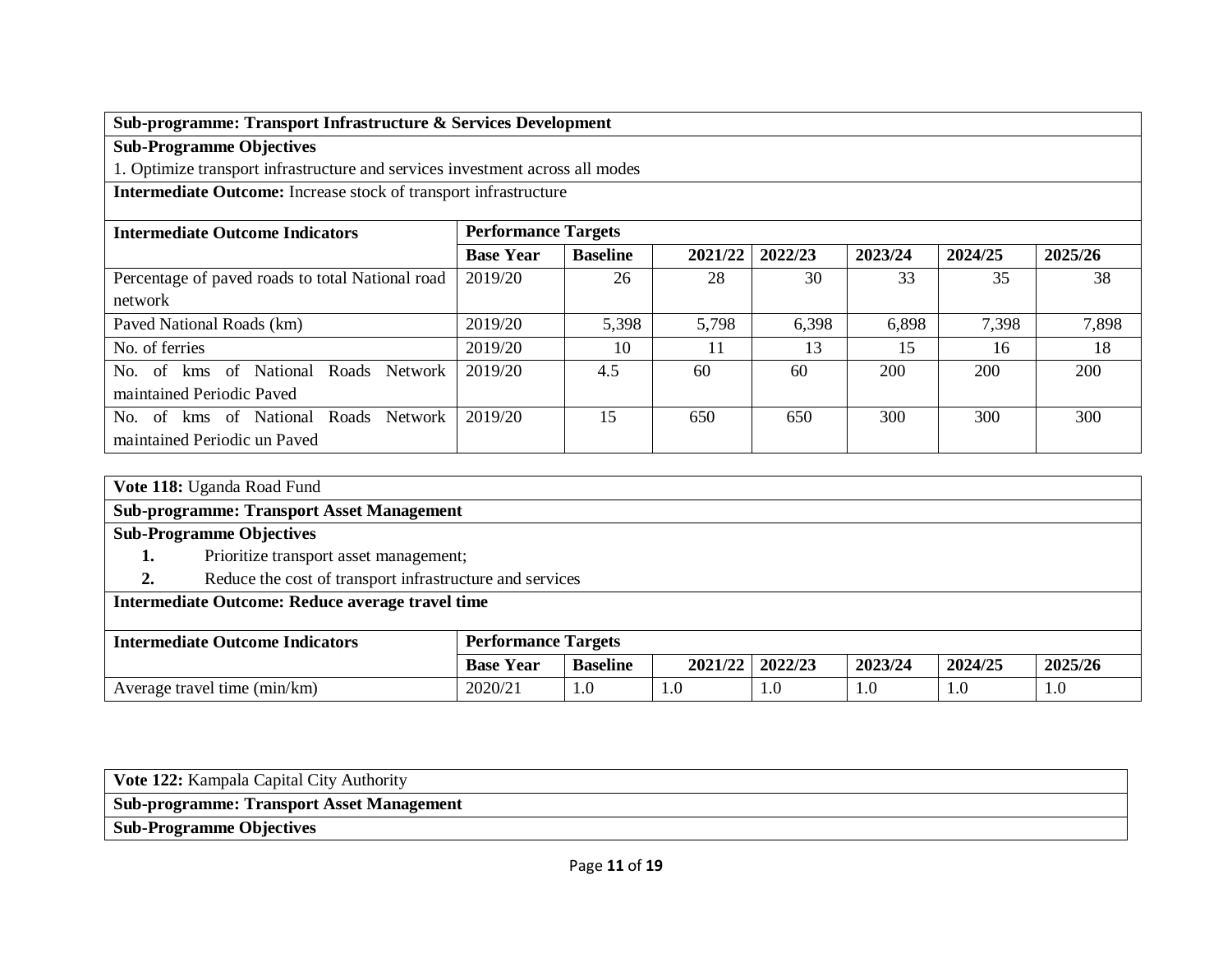| **Sub-programme: Transport Infrastructure & Services Development** | | | | | | | |
|---|---|---|---|---|---|---|---|
| **Sub-Programme Objectives**<br>1. Optimize transport infrastructure and services investment across all modes | | | | | | | |
| **Intermediate Outcome:** Increase stock of transport infrastructure | | | | | | | |
| **Intermediate Outcome Indicators** | **Performance Targets** | | | | | | |
| | **Base Year** | **Baseline** | **2021/22** | **2022/23** | **2023/24** | **2024/25** | **2025/26** |
| Percentage of paved roads to total National road network | 2019/20 | 26 | 28 | 30 | 33 | 35 | 38 |
| Paved National Roads (km) | 2019/20 | 5,398 | 5,798 | 6,398 | 6,898 | 7,398 | 7,898 |
| No. of ferries | 2019/20 | 10 | 11 | 13 | 15 | 16 | 18 |
| No. of kms of National Roads Network maintained Periodic Paved | 2019/20 | 4.5 | 60 | 60 | 200 | 200 | 200 |
| No. of kms of National Roads Network maintained Periodic un Paved | 2019/20 | 15 | 650 | 650 | 300 | 300 | 300 |

| **Vote 118:** Uganda Road Fund | | | | | | | |
|---|---|---|---|---|---|---|---|
| **Sub-programme: Transport Asset Management** | | | | | | | |
| **Sub-Programme Objectives**<br>**1.** Prioritize transport asset management;<br>**2.** Reduce the cost of transport infrastructure and services | | | | | | | |
| **Intermediate Outcome: Reduce average travel time** | | | | | | | |
| **Intermediate Outcome Indicators** | **Performance Targets** | | | | | | |
| | **Base Year** | **Baseline** | **2021/22** | **2022/23** | **2023/24** | **2024/25** | **2025/26** |
| Average travel time (min/km) | 2020/21 | 1.0 | 1.0 | 1.0 | 1.0 | 1.0 | 1.0 |

| **Vote 122:** Kampala Capital City Authority |
|---|
| **Sub-programme: Transport Asset Management** |
| **Sub-Programme Objectives** |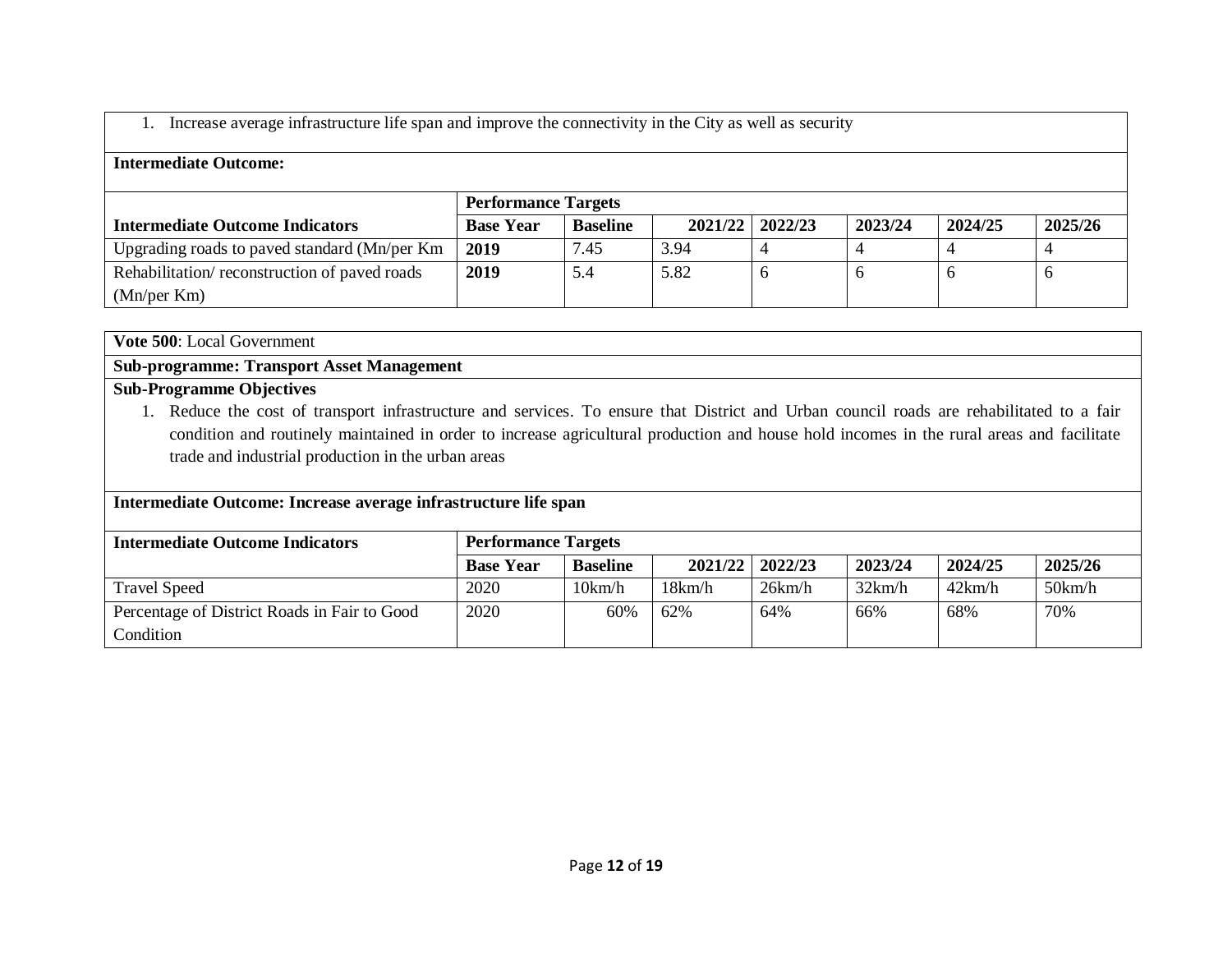1. Increase average infrastructure life span and improve the connectivity in the City as well as security

**Intermediate Outcome:**

| Intermediate Outcome Indicators | Performance Targets | | | | | | |
|---|---|---|---|---|---|---|---|
| | **Base Year** | **Baseline** | **2021/22** | **2022/23** | **2023/24** | **2024/25** | **2025/26** |
| Upgrading roads to paved standard (Mn/per Km | **2019** | 7.45 | 3.94 | 4 | 4 | 4 | 4 |
| Rehabilitation/ reconstruction of paved roads (Mn/per Km) | **2019** | 5.4 | 5.82 | 6 | 6 | 6 | 6 |

**Vote 500**: Local Government

**Sub-programme: Transport Asset Management**

**Sub-Programme Objectives**

1. Reduce the cost of transport infrastructure and services. To ensure that District and Urban council roads are rehabilitated to a fair condition and routinely maintained in order to increase agricultural production and house hold incomes in the rural areas and facilitate trade and industrial production in the urban areas

**Intermediate Outcome: Increase average infrastructure life span**

| Intermediate Outcome Indicators | Performance Targets | | | | | | |
|---|---|---|---|---|---|---|---|
| | **Base Year** | **Baseline** | **2021/22** | **2022/23** | **2023/24** | **2024/25** | **2025/26** |
| Travel Speed | 2020 | 10km/h | 18km/h | 26km/h | 32km/h | 42km/h | 50km/h |
| Percentage of District Roads in Fair to Good Condition | 2020 | 60% | 62% | 64% | 66% | 68% | 70% |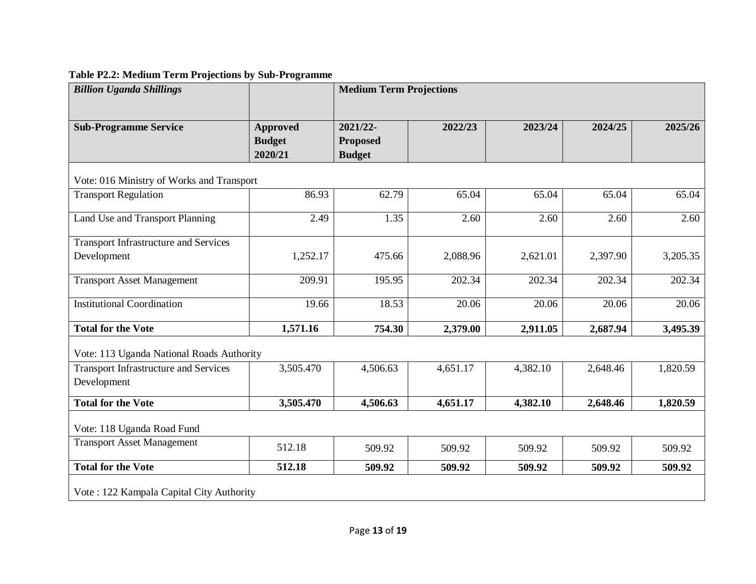**Table P2.2: Medium Term Projections by Sub-Programme**

| *Billion Uganda Shillings* | | Medium Term Projections | | | | |
|---|---|---|---|---|---|---|
| **Sub-Programme Service** | **Approved Budget 2020/21** | **2021/22- Proposed Budget** | **2022/23** | **2023/24** | **2024/25** | **2025/26** |
| Vote: 016 Ministry of Works and Transport | | | | | | |
| Transport Regulation | 86.93 | 62.79 | 65.04 | 65.04 | 65.04 | 65.04 |
| Land Use and Transport Planning | 2.49 | 1.35 | 2.60 | 2.60 | 2.60 | 2.60 |
| Transport Infrastructure and Services Development | 1,252.17 | 475.66 | 2,088.96 | 2,621.01 | 2,397.90 | 3,205.35 |
| Transport Asset Management | 209.91 | 195.95 | 202.34 | 202.34 | 202.34 | 202.34 |
| Institutional Coordination | 19.66 | 18.53 | 20.06 | 20.06 | 20.06 | 20.06 |
| **Total for the Vote** | **1,571.16** | **754.30** | **2,379.00** | **2,911.05** | **2,687.94** | **3,495.39** |
| Vote: 113 Uganda National Roads Authority | | | | | | |
| Transport Infrastructure and Services Development | 3,505.470 | 4,506.63 | 4,651.17 | 4,382.10 | 2,648.46 | 1,820.59 |
| **Total for the Vote** | **3,505.470** | **4,506.63** | **4,651.17** | **4,382.10** | **2,648.46** | **1,820.59** |
| Vote: 118 Uganda Road Fund | | | | | | |
| Transport Asset Management | 512.18 | 509.92 | 509.92 | 509.92 | 509.92 | 509.92 |
| **Total for the Vote** | **512.18** | **509.92** | **509.92** | **509.92** | **509.92** | **509.92** |
| Vote : 122 Kampala Capital City Authority | | | | | | |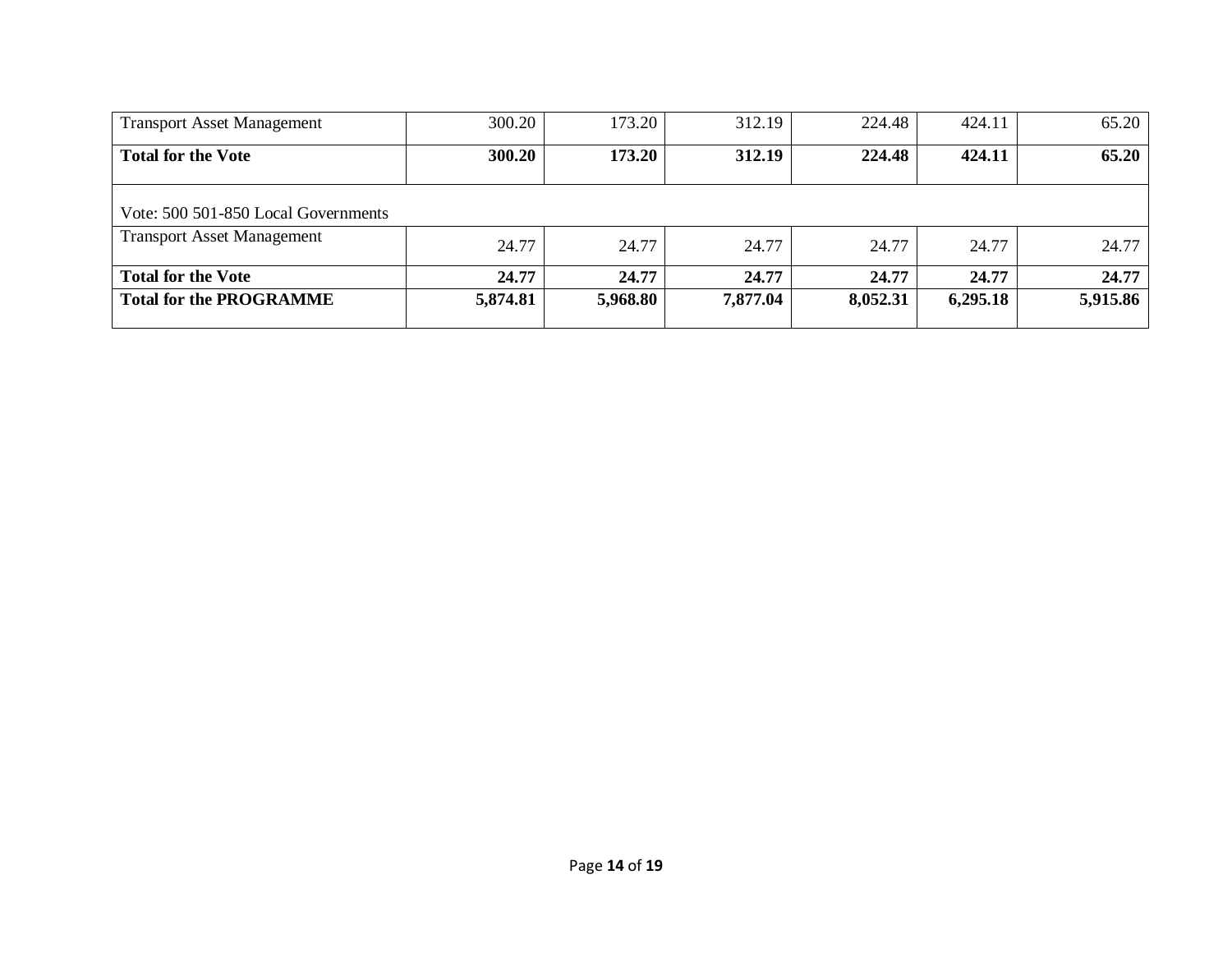| Transport Asset Management | 300.20 | 173.20 | 312.19 | 224.48 | 424.11 | 65.20 |
|---|---|---|---|---|---|---|
| **Total for the Vote** | **300.20** | **173.20** | **312.19** | **224.48** | **424.11** | **65.20** |
| Vote: 500 501-850 Local Governments | | | | | | |
| Transport Asset Management | 24.77 | 24.77 | 24.77 | 24.77 | 24.77 | 24.77 |
| **Total for the Vote** | **24.77** | **24.77** | **24.77** | **24.77** | **24.77** | **24.77** |
| **Total for the PROGRAMME** | **5,874.81** | **5,968.80** | **7,877.04** | **8,052.31** | **6,295.18** | **5,915.86** |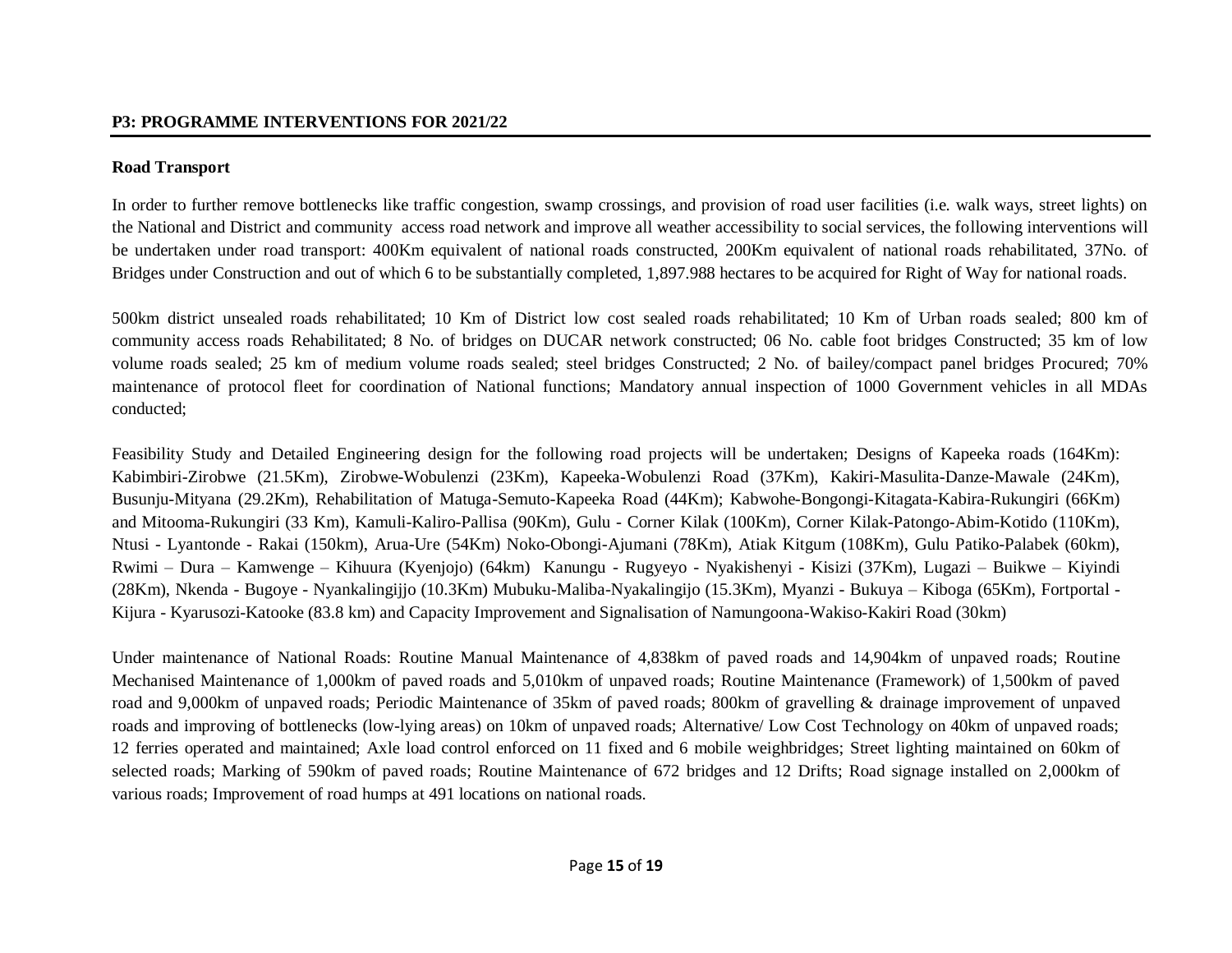**P3: PROGRAMME INTERVENTIONS FOR 2021/22**

**Road Transport**

In order to further remove bottlenecks like traffic congestion, swamp crossings, and provision of road user facilities (i.e. walk ways, street lights) on the National and District and community access road network and improve all weather accessibility to social services, the following interventions will be undertaken under road transport: 400Km equivalent of national roads constructed, 200Km equivalent of national roads rehabilitated, 37No. of Bridges under Construction and out of which 6 to be substantially completed, 1,897.988 hectares to be acquired for Right of Way for national roads.

500km district unsealed roads rehabilitated; 10 Km of District low cost sealed roads rehabilitated; 10 Km of Urban roads sealed; 800 km of community access roads Rehabilitated; 8 No. of bridges on DUCAR network constructed; 06 No. cable foot bridges Constructed; 35 km of low volume roads sealed; 25 km of medium volume roads sealed; steel bridges Constructed; 2 No. of bailey/compact panel bridges Procured; 70% maintenance of protocol fleet for coordination of National functions; Mandatory annual inspection of 1000 Government vehicles in all MDAs conducted;

Feasibility Study and Detailed Engineering design for the following road projects will be undertaken; Designs of Kapeeka roads (164Km): Kabimbiri-Zirobwe (21.5Km), Zirobwe-Wobulenzi (23Km), Kapeeka-Wobulenzi Road (37Km), Kakiri-Masulita-Danze-Mawale (24Km), Busunju-Mityana (29.2Km), Rehabilitation of Matuga-Semuto-Kapeeka Road (44Km); Kabwohe-Bongongi-Kitagata-Kabira-Rukungiri (66Km) and Mitooma-Rukungiri (33 Km), Kamuli-Kaliro-Pallisa (90Km), Gulu - Corner Kilak (100Km), Corner Kilak-Patongo-Abim-Kotido (110Km), Ntusi - Lyantonde - Rakai (150km), Arua-Ure (54Km) Noko-Obongi-Ajumani (78Km), Atiak Kitgum (108Km), Gulu Patiko-Palabek (60km), Rwimi – Dura – Kamwenge – Kihuura (Kyenjojo) (64km) Kanungu - Rugyeyo - Nyakishenyi - Kisizi (37Km), Lugazi – Buikwe – Kiyindi (28Km), Nkenda - Bugoye - Nyankalingijjo (10.3Km) Mubuku-Maliba-Nyakalingijo (15.3Km), Myanzi - Bukuya – Kiboga (65Km), Fortportal - Kijura - Kyarusozi-Katooke (83.8 km) and Capacity Improvement and Signalisation of Namungoona-Wakiso-Kakiri Road (30km)

Under maintenance of National Roads: Routine Manual Maintenance of 4,838km of paved roads and 14,904km of unpaved roads; Routine Mechanised Maintenance of 1,000km of paved roads and 5,010km of unpaved roads; Routine Maintenance (Framework) of 1,500km of paved road and 9,000km of unpaved roads; Periodic Maintenance of 35km of paved roads; 800km of gravelling & drainage improvement of unpaved roads and improving of bottlenecks (low-lying areas) on 10km of unpaved roads; Alternative/ Low Cost Technology on 40km of unpaved roads; 12 ferries operated and maintained; Axle load control enforced on 11 fixed and 6 mobile weighbridges; Street lighting maintained on 60km of selected roads; Marking of 590km of paved roads; Routine Maintenance of 672 bridges and 12 Drifts; Road signage installed on 2,000km of various roads; Improvement of road humps at 491 locations on national roads.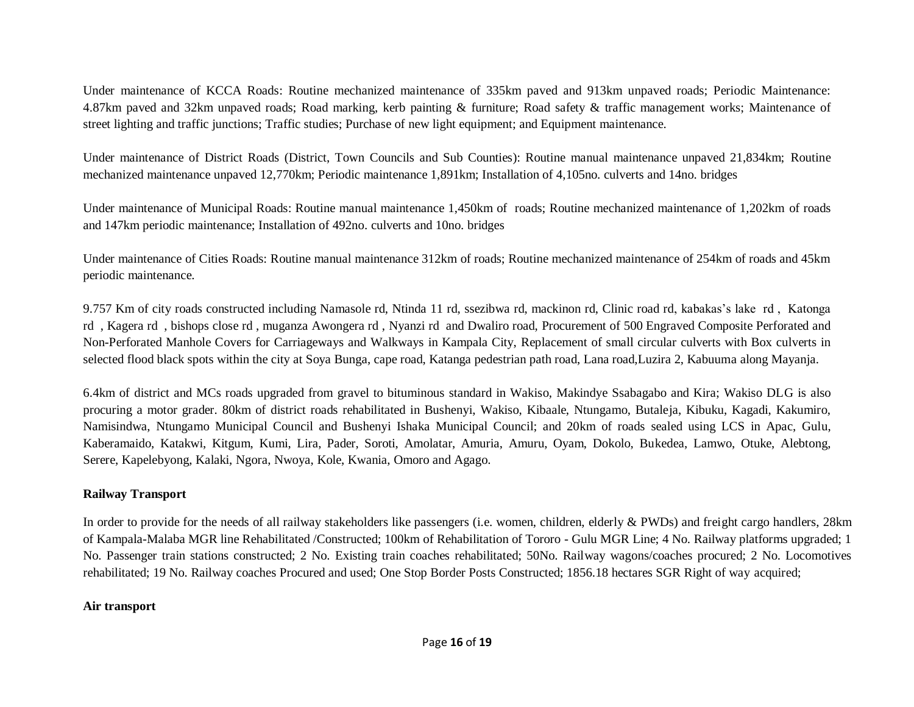Under maintenance of KCCA Roads: Routine mechanized maintenance of 335km paved and 913km unpaved roads; Periodic Maintenance: 4.87km paved and 32km unpaved roads; Road marking, kerb painting & furniture; Road safety & traffic management works; Maintenance of street lighting and traffic junctions; Traffic studies; Purchase of new light equipment; and Equipment maintenance.

Under maintenance of District Roads (District, Town Councils and Sub Counties): Routine manual maintenance unpaved 21,834km; Routine mechanized maintenance unpaved 12,770km; Periodic maintenance 1,891km; Installation of 4,105no. culverts and 14no. bridges

Under maintenance of Municipal Roads: Routine manual maintenance 1,450km of roads; Routine mechanized maintenance of 1,202km of roads and 147km periodic maintenance; Installation of 492no. culverts and 10no. bridges

Under maintenance of Cities Roads: Routine manual maintenance 312km of roads; Routine mechanized maintenance of 254km of roads and 45km periodic maintenance.

9.757 Km of city roads constructed including Namasole rd, Ntinda 11 rd, ssezibwa rd, mackinon rd, Clinic road rd, kabakas's lake rd , Katonga rd , Kagera rd , bishops close rd , muganza Awongera rd , Nyanzi rd and Dwaliro road, Procurement of 500 Engraved Composite Perforated and Non-Perforated Manhole Covers for Carriageways and Walkways in Kampala City, Replacement of small circular culverts with Box culverts in selected flood black spots within the city at Soya Bunga, cape road, Katanga pedestrian path road, Lana road,Luzira 2, Kabuuma along Mayanja.

6.4km of district and MCs roads upgraded from gravel to bituminous standard in Wakiso, Makindye Ssabagabo and Kira; Wakiso DLG is also procuring a motor grader. 80km of district roads rehabilitated in Bushenyi, Wakiso, Kibaale, Ntungamo, Butaleja, Kibuku, Kagadi, Kakumiro, Namisindwa, Ntungamo Municipal Council and Bushenyi Ishaka Municipal Council; and 20km of roads sealed using LCS in Apac, Gulu, Kaberamaido, Katakwi, Kitgum, Kumi, Lira, Pader, Soroti, Amolatar, Amuria, Amuru, Oyam, Dokolo, Bukedea, Lamwo, Otuke, Alebtong, Serere, Kapelebyong, Kalaki, Ngora, Nwoya, Kole, Kwania, Omoro and Agago.

**Railway Transport**

In order to provide for the needs of all railway stakeholders like passengers (i.e. women, children, elderly & PWDs) and freight cargo handlers, 28km of Kampala-Malaba MGR line Rehabilitated /Constructed; 100km of Rehabilitation of Tororo - Gulu MGR Line; 4 No. Railway platforms upgraded; 1 No. Passenger train stations constructed; 2 No. Existing train coaches rehabilitated; 50No. Railway wagons/coaches procured; 2 No. Locomotives rehabilitated; 19 No. Railway coaches Procured and used; One Stop Border Posts Constructed; 1856.18 hectares SGR Right of way acquired;

**Air transport**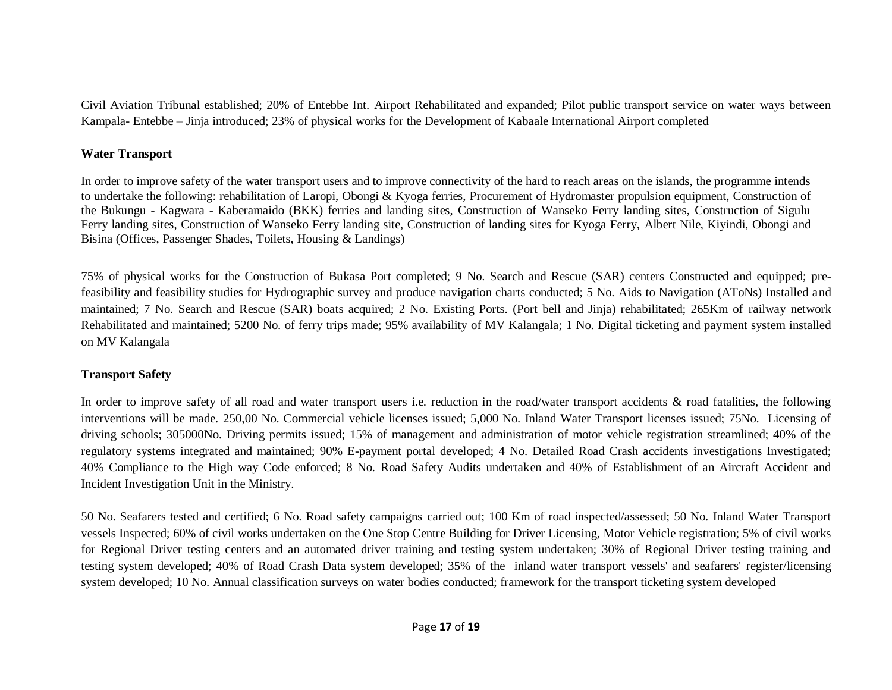Civil Aviation Tribunal established; 20% of Entebbe Int. Airport Rehabilitated and expanded; Pilot public transport service on water ways between Kampala- Entebbe – Jinja introduced; 23% of physical works for the Development of Kabaale International Airport completed

**Water Transport**

In order to improve safety of the water transport users and to improve connectivity of the hard to reach areas on the islands, the programme intends to undertake the following: rehabilitation of Laropi, Obongi & Kyoga ferries, Procurement of Hydromaster propulsion equipment, Construction of the Bukungu - Kagwara - Kaberamaido (BKK) ferries and landing sites, Construction of Wanseko Ferry landing sites, Construction of Sigulu Ferry landing sites, Construction of Wanseko Ferry landing site, Construction of landing sites for Kyoga Ferry, Albert Nile, Kiyindi, Obongi and Bisina (Offices, Passenger Shades, Toilets, Housing & Landings)

75% of physical works for the Construction of Bukasa Port completed; 9 No. Search and Rescue (SAR) centers Constructed and equipped; pre-feasibility and feasibility studies for Hydrographic survey and produce navigation charts conducted; 5 No. Aids to Navigation (AToNs) Installed and maintained; 7 No. Search and Rescue (SAR) boats acquired; 2 No. Existing Ports. (Port bell and Jinja) rehabilitated; 265Km of railway network Rehabilitated and maintained; 5200 No. of ferry trips made; 95% availability of MV Kalangala; 1 No. Digital ticketing and payment system installed on MV Kalangala

**Transport Safety**

In order to improve safety of all road and water transport users i.e. reduction in the road/water transport accidents & road fatalities, the following interventions will be made. 250,00 No. Commercial vehicle licenses issued; 5,000 No. Inland Water Transport licenses issued; 75No. Licensing of driving schools; 305000No. Driving permits issued; 15% of management and administration of motor vehicle registration streamlined; 40% of the regulatory systems integrated and maintained; 90% E-payment portal developed; 4 No. Detailed Road Crash accidents investigations Investigated; 40% Compliance to the High way Code enforced; 8 No. Road Safety Audits undertaken and 40% of Establishment of an Aircraft Accident and Incident Investigation Unit in the Ministry.

50 No. Seafarers tested and certified; 6 No. Road safety campaigns carried out; 100 Km of road inspected/assessed; 50 No. Inland Water Transport vessels Inspected; 60% of civil works undertaken on the One Stop Centre Building for Driver Licensing, Motor Vehicle registration; 5% of civil works for Regional Driver testing centers and an automated driver training and testing system undertaken; 30% of Regional Driver testing training and testing system developed; 40% of Road Crash Data system developed; 35% of the inland water transport vessels' and seafarers' register/licensing system developed; 10 No. Annual classification surveys on water bodies conducted; framework for the transport ticketing system developed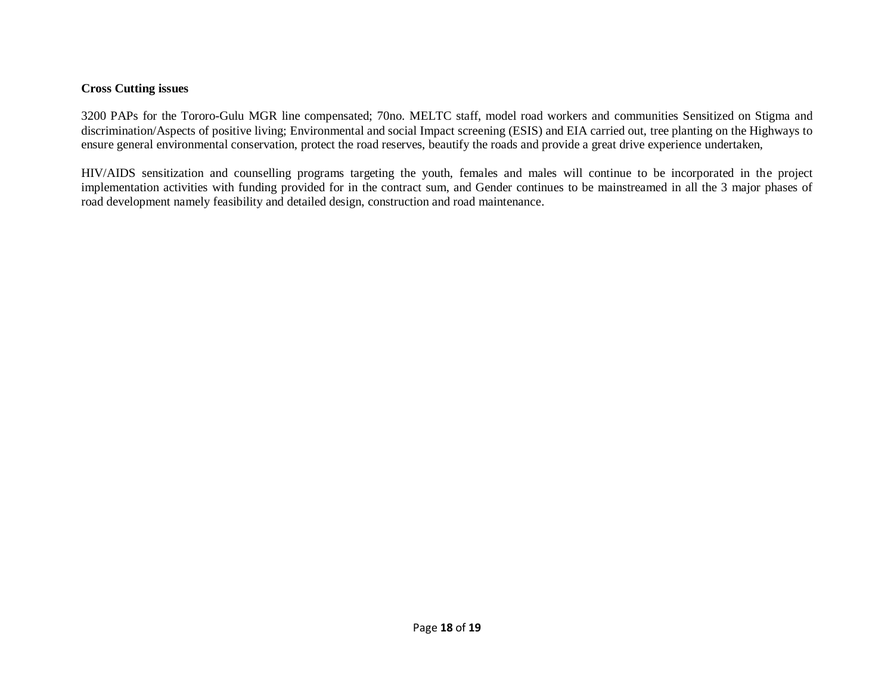**Cross Cutting issues**

3200 PAPs for the Tororo-Gulu MGR line compensated; 70no. MELTC staff, model road workers and communities Sensitized on Stigma and discrimination/Aspects of positive living; Environmental and social Impact screening (ESIS) and EIA carried out, tree planting on the Highways to ensure general environmental conservation, protect the road reserves, beautify the roads and provide a great drive experience undertaken,

HIV/AIDS sensitization and counselling programs targeting the youth, females and males will continue to be incorporated in the project implementation activities with funding provided for in the contract sum, and Gender continues to be mainstreamed in all the 3 major phases of road development namely feasibility and detailed design, construction and road maintenance.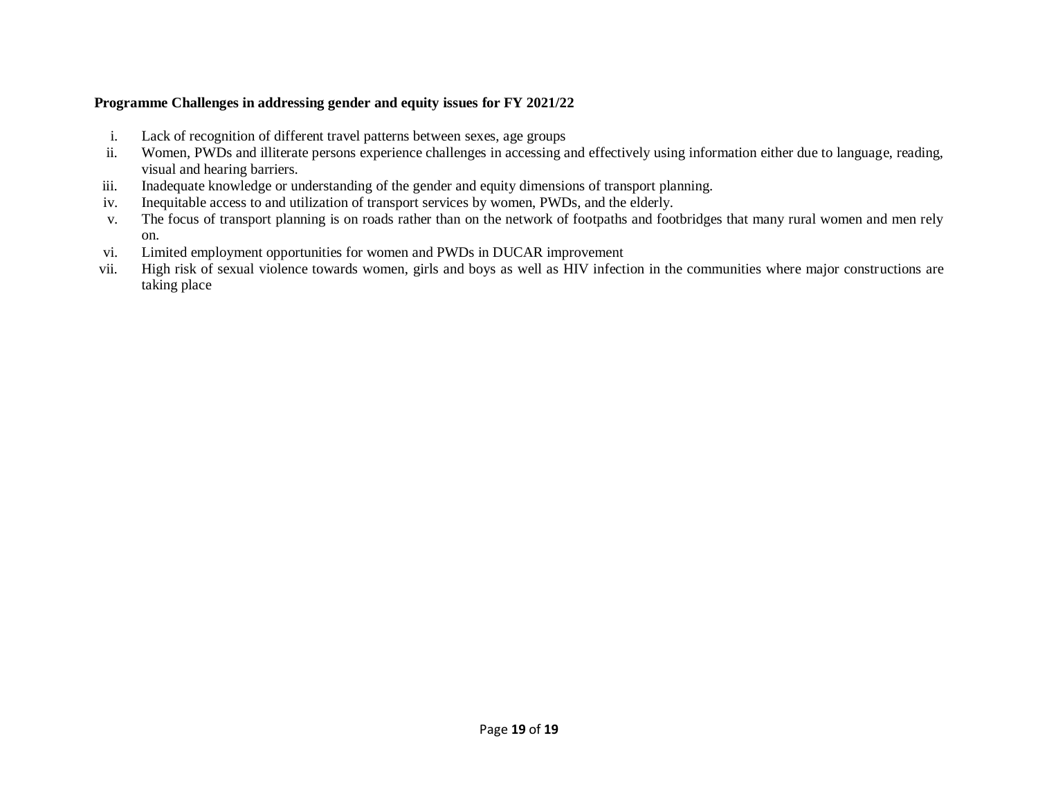**Programme Challenges in addressing gender and equity issues for FY 2021/22**

i. Lack of recognition of different travel patterns between sexes, age groups
ii. Women, PWDs and illiterate persons experience challenges in accessing and effectively using information either due to language, reading, visual and hearing barriers.
iii. Inadequate knowledge or understanding of the gender and equity dimensions of transport planning.
iv. Inequitable access to and utilization of transport services by women, PWDs, and the elderly.
v. The focus of transport planning is on roads rather than on the network of footpaths and footbridges that many rural women and men rely on.
vi. Limited employment opportunities for women and PWDs in DUCAR improvement
vii. High risk of sexual violence towards women, girls and boys as well as HIV infection in the communities where major constructions are taking place